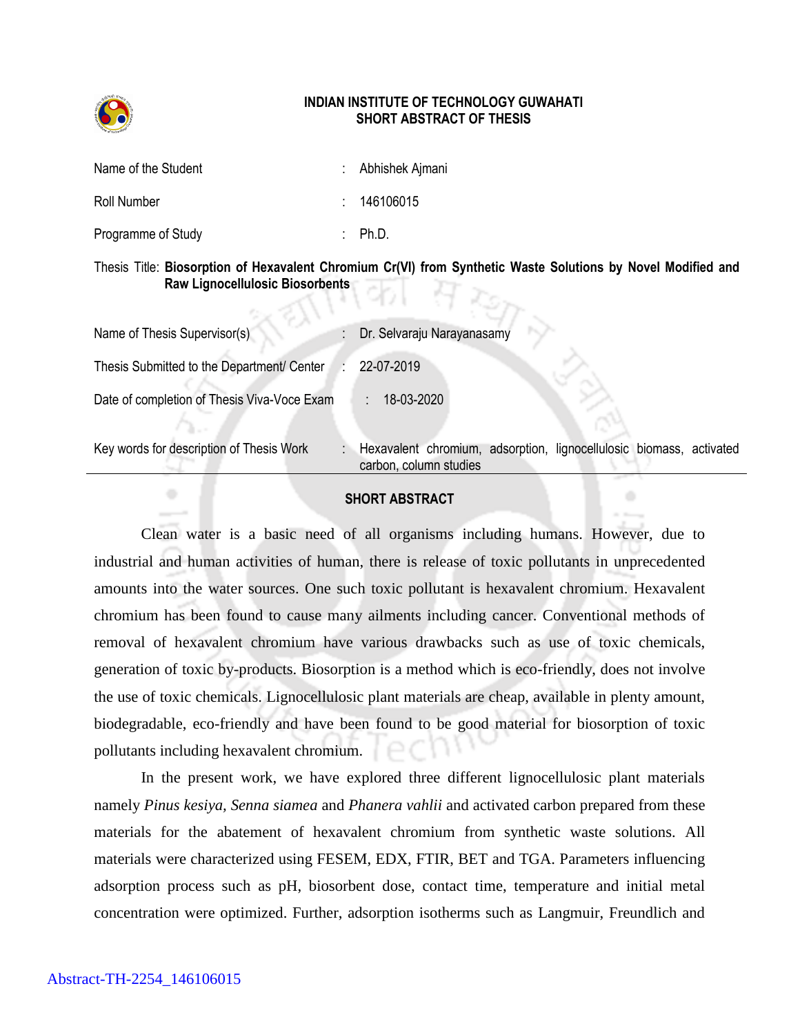**INDIAN INSTITUTE OF TECHNOLOGY GUWAHATI**
**SHORT ABSTRACT OF THESIS**

| | | |
|---|---|---|
| Name of the Student | : | Abhishek Ajmani |
| Roll Number | : | 146106015 |
| Programme of Study | : | Ph.D. |

Thesis Title: **Biosorption of Hexavalent Chromium Cr(VI) from Synthetic Waste Solutions by Novel Modified and Raw Lignocellulosic Biosorbents**

| | | |
|---|---|---|
| Name of Thesis Supervisor(s) | : | Dr. Selvaraju Narayanasamy |
| Thesis Submitted to the Department/ Center | : | 22-07-2019 |
| Date of completion of Thesis Viva-Voce Exam | : | 18-03-2020 |
| Key words for description of Thesis Work | : | Hexavalent chromium, adsorption, lignocellulosic biomass, activated carbon, column studies |

## SHORT ABSTRACT

Clean water is a basic need of all organisms including humans. However, due to industrial and human activities of human, there is release of toxic pollutants in unprecedented amounts into the water sources. One such toxic pollutant is hexavalent chromium. Hexavalent chromium has been found to cause many ailments including cancer. Conventional methods of removal of hexavalent chromium have various drawbacks such as use of toxic chemicals, generation of toxic by-products. Biosorption is a method which is eco-friendly, does not involve the use of toxic chemicals. Lignocellulosic plant materials are cheap, available in plenty amount, biodegradable, eco-friendly and have been found to be good material for biosorption of toxic pollutants including hexavalent chromium.

In the present work, we have explored three different lignocellulosic plant materials namely *Pinus kesiya*, *Senna siamea* and *Phanera vahlii* and activated carbon prepared from these materials for the abatement of hexavalent chromium from synthetic waste solutions. All materials were characterized using FESEM, EDX, FTIR, BET and TGA. Parameters influencing adsorption process such as pH, biosorbent dose, contact time, temperature and initial metal concentration were optimized. Further, adsorption isotherms such as Langmuir, Freundlich and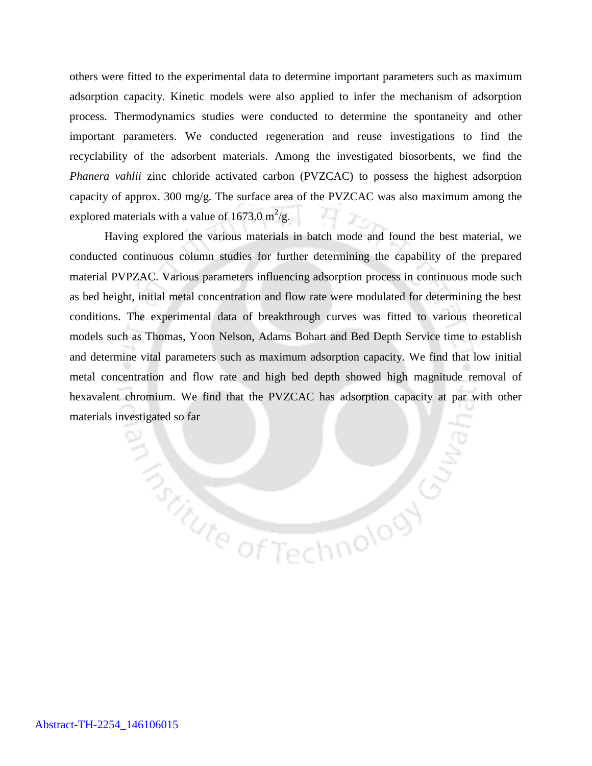others were fitted to the experimental data to determine important parameters such as maximum adsorption capacity. Kinetic models were also applied to infer the mechanism of adsorption process. Thermodynamics studies were conducted to determine the spontaneity and other important parameters. We conducted regeneration and reuse investigations to find the recyclability of the adsorbent materials. Among the investigated biosorbents, we find the *Phanera vahlii* zinc chloride activated carbon (PVZCAC) to possess the highest adsorption capacity of approx. 300 mg/g. The surface area of the PVZCAC was also maximum among the explored materials with a value of 1673.0 $m^2$/g.

Having explored the various materials in batch mode and found the best material, we conducted continuous column studies for further determining the capability of the prepared material PVPZAC. Various parameters influencing adsorption process in continuous mode such as bed height, initial metal concentration and flow rate were modulated for determining the best conditions. The experimental data of breakthrough curves was fitted to various theoretical models such as Thomas, Yoon Nelson, Adams Bohart and Bed Depth Service time to establish and determine vital parameters such as maximum adsorption capacity. We find that low initial metal concentration and flow rate and high bed depth showed high magnitude removal of hexavalent chromium. We find that the PVZCAC has adsorption capacity at par with other materials investigated so far